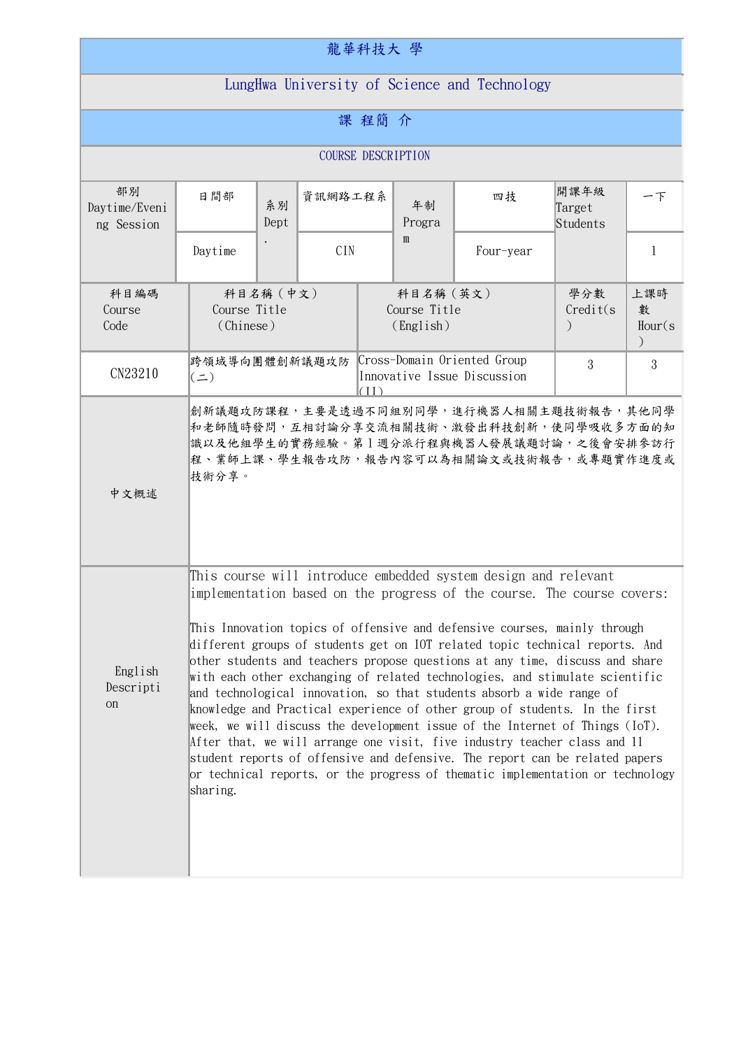# 龍華科技大 學

## LungHwa University of Science and Technology

### 課 程簡 介

### COURSE DESCRIPTION

| | | | | | | | |
|---|---|---|---|---|---|---|---|
| 部別 Daytime/Evening Session | 日間部 | 系別 Dept. | 資訊網路工程系 | 年制 Program | 四技 | 開課年級 Target Students | 一下 |
| | Daytime | | CIN | | Four-year | | 1 |

| 科目編碼 Course Code | 科目名稱（中文）Course Title（Chinese） | 科目名稱（英文）Course Title（English） | 學分數 Credit(s) | 上課時數 Hour(s) |
|---|---|---|---|---|
| CN23210 | 跨領域導向團體創新議題攻防(二) | Cross-Domain Oriented Group Innovative Issue Discussion (II) | 3 | 3 |

| | |
|---|---|
| 中文概述 | 創新議題攻防課程，主要是透過不同組別同學，進行機器人相關主題技術報告，其他同學和老師隨時發問，互相討論分享交流相關技術、激發出科技創新，使同學吸收多方面的知識以及他組學生的實務經驗。第1週分派行程與機器人發展議題討論，之後會安排參訪行程、業師上課、學生報告攻防，報告內容可以為相關論文或技術報告，或專題實作進度或技術分享。 |
| English Description | This course will introduce embedded system design and relevant implementation based on the progress of the course. The course covers:<br><br>This Innovation topics of offensive and defensive courses, mainly through different groups of students get on IOT related topic technical reports. And other students and teachers propose questions at any time, discuss and share with each other exchanging of related technologies, and stimulate scientific and technological innovation, so that students absorb a wide range of knowledge and Practical experience of other group of students. In the first week, we will discuss the development issue of the Internet of Things (IoT). After that, we will arrange one visit, five industry teacher class and 11 student reports of offensive and defensive. The report can be related papers or technical reports, or the progress of thematic implementation or technology sharing. |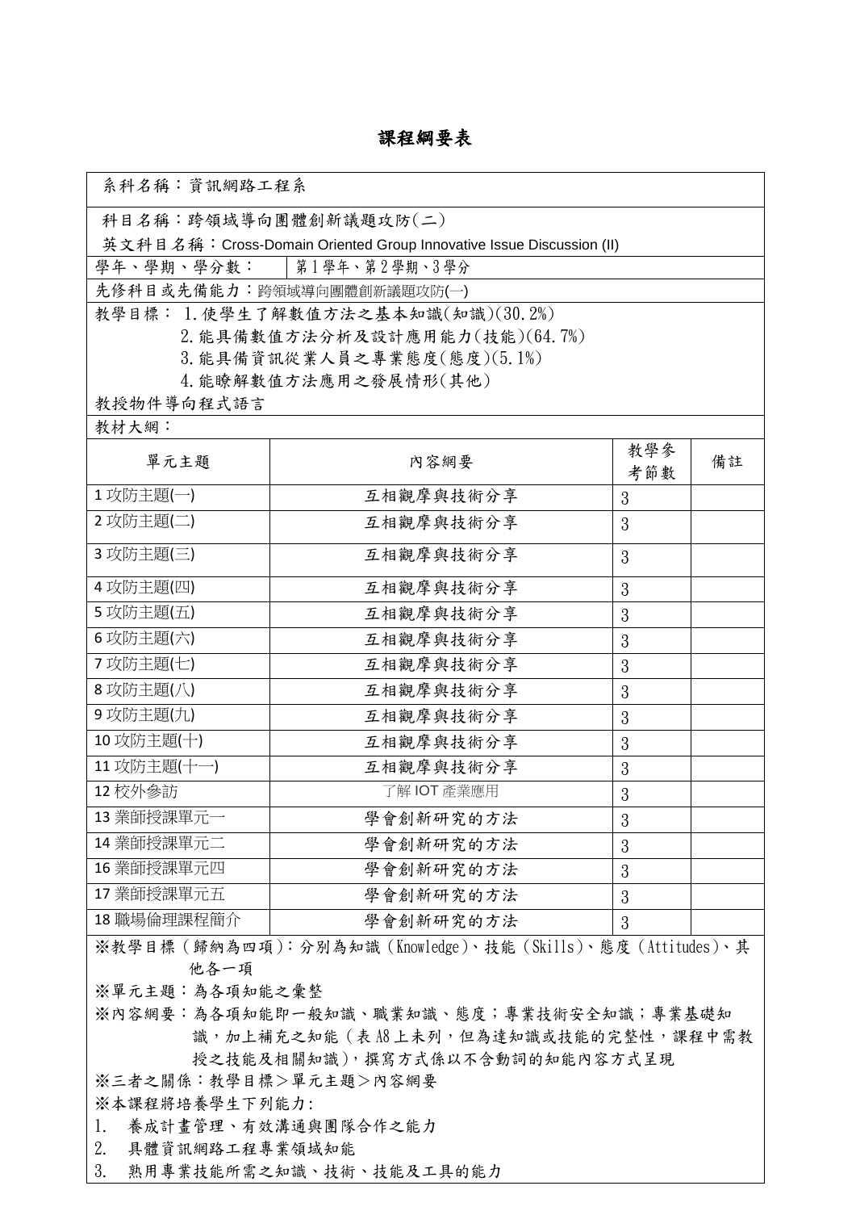# 課程綱要表

系科名稱：資訊網路工程系

科目名稱：跨領域導向團體創新議題攻防(二)

英文科目名稱：Cross-Domain Oriented Group Innovative Issue Discussion (II)

| 學年、學期、學分數： | 第1學年、第2學期、3學分 |
|---|---|

先修科目或先備能力：跨領域導向團體創新議題攻防(一)

教學目標： 1.使學生了解數值方法之基本知識(知識)(30.2%)

2.能具備數值方法分析及設計應用能力(技能)(64.7%)

3.能具備資訊從業人員之專業態度(態度)(5.1%)

4.能瞭解數值方法應用之發展情形(其他)

教授物件導向程式語言

教材大綱：

| 單元主題 | 內容綱要 | 教學參考節數 | 備註 |
|---|---|---|---|
| 1 攻防主題(一) | 互相觀摩與技術分享 | 3 | |
| 2 攻防主題(二) | 互相觀摩與技術分享 | 3 | |
| 3 攻防主題(三) | 互相觀摩與技術分享 | 3 | |
| 4 攻防主題(四) | 互相觀摩與技術分享 | 3 | |
| 5 攻防主題(五) | 互相觀摩與技術分享 | 3 | |
| 6 攻防主題(六) | 互相觀摩與技術分享 | 3 | |
| 7 攻防主題(七) | 互相觀摩與技術分享 | 3 | |
| 8 攻防主題(八) | 互相觀摩與技術分享 | 3 | |
| 9 攻防主題(九) | 互相觀摩與技術分享 | 3 | |
| 10 攻防主題(十) | 互相觀摩與技術分享 | 3 | |
| 11 攻防主題(十一) | 互相觀摩與技術分享 | 3 | |
| 12 校外參訪 | 了解 IOT 產業應用 | 3 | |
| 13 業師授課單元一 | 學會創新研究的方法 | 3 | |
| 14 業師授課單元二 | 學會創新研究的方法 | 3 | |
| 16 業師授課單元四 | 學會創新研究的方法 | 3 | |
| 17 業師授課單元五 | 學會創新研究的方法 | 3 | |
| 18 職場倫理課程簡介 | 學會創新研究的方法 | 3 | |

※教學目標（歸納為四項）：分別為知識（Knowledge）、技能（Skills）、態度（Attitudes）、其他各一項

※單元主題：為各項知能之彙整

※內容綱要：為各項知能即一般知識、職業知識、態度；專業技術安全知識；專業基礎知識，加上補充之知能（表 A8 上未列，但為達知識或技能的完整性，課程中需教授之技能及相關知識），撰寫方式係以不含動詞的知能內容方式呈現

※三者之關係：教學目標＞單元主題＞內容綱要

※本課程將培養學生下列能力:

1. 養成計畫管理、有效溝通與團隊合作之能力
2. 具體資訊網路工程專業領域知能
3. 熟用專業技能所需之知識、技術、技能及工具的能力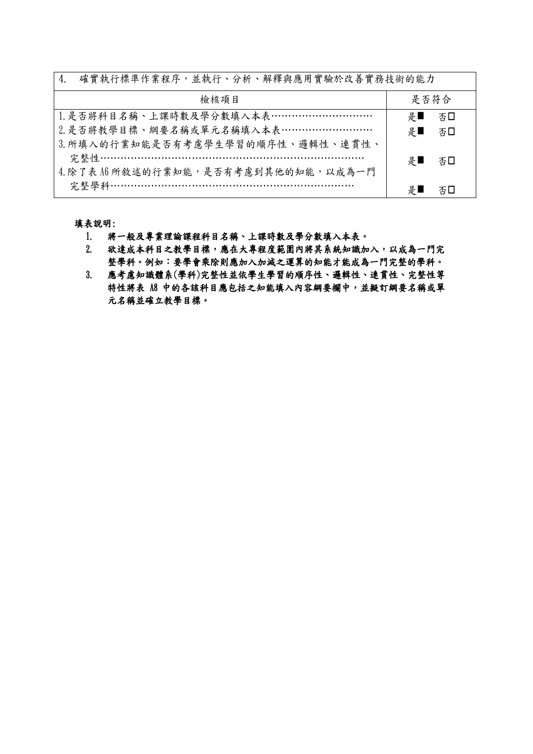| 4. 確實執行標準作業程序，並執行、分析、解釋與應用實驗於改善實務技術的能力 | |
|---|---|
| 檢核項目 | 是否符合 |
| 1.是否將科目名稱、上課時數及學分數填入本表………………………… | 是■ 否□ |
| 2.是否將教學目標、綱要名稱或單元名稱填入本表……………………… | 是■ 否□ |
| 3.所填入的行業知能是否有考慮學生學習的順序性、邏輯性、連貫性、完整性……………………………………………………………………… | 是■ 否□ |
| 4.除了表 A6 所敘述的行業知能，是否有考慮到其他的知能，以成為一門完整學科……………………………………………………………… | 是■ 否□ |

**填表說明:**

1. **將一般及專業理論課程科目名稱、上課時數及學分數填入本表。**
2. **欲達成本科目之教學目標，應在大專程度範圍內將其系統知識加入，以成為一門完整學科。例如：要學會乘除則應加入加減之運算的知能才能成為一門完整的學科。**
3. **應考慮知識體系(學科)完整性並依學生學習的順序性、邏輯性、連貫性、完整性等特性將表 A8 中的各該科目應包括之知能填入內容綱要欄中，並擬訂綱要名稱或單元名稱並確立教學目標。**